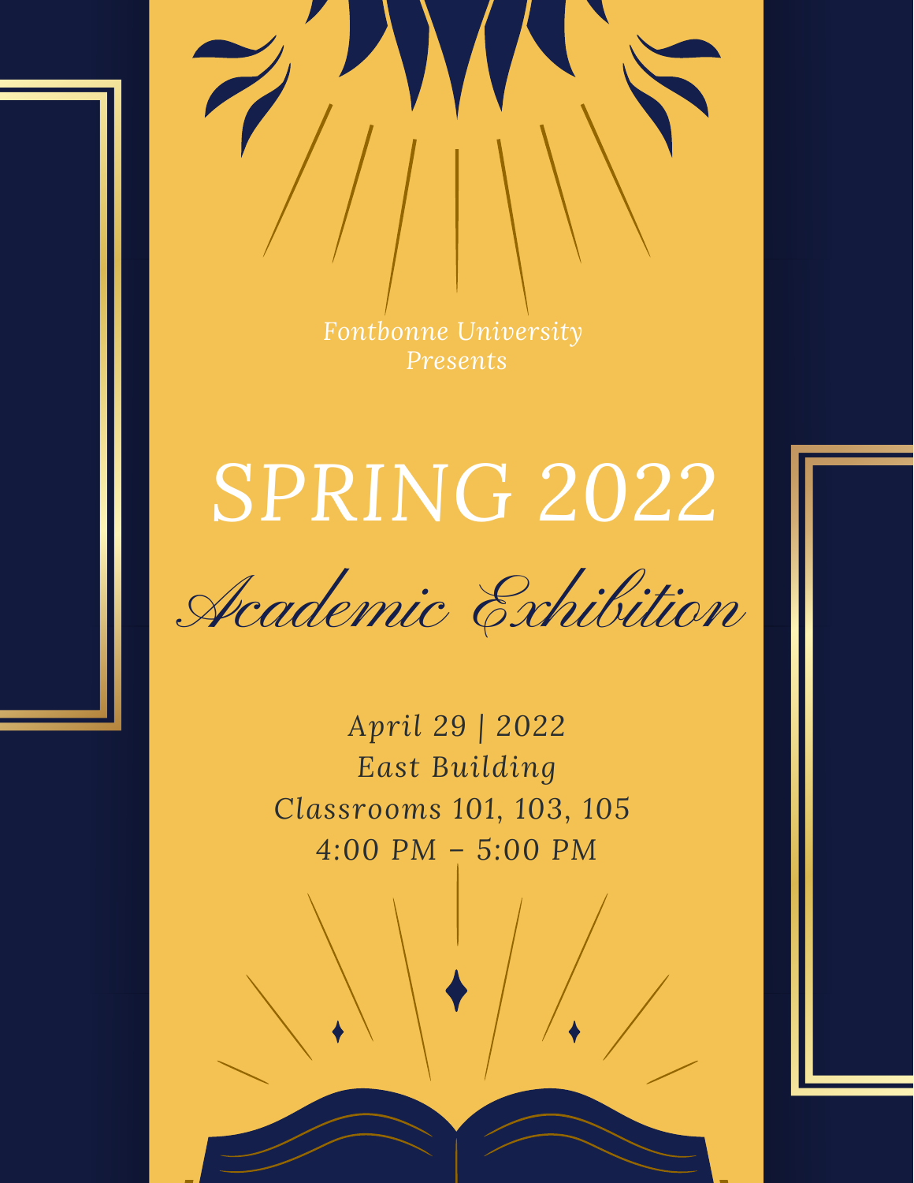*Fontbonne University*
*Presents*

# SPRING 2022

## *Academic Exhibition*

*April 29 | 2022*
*East Building*
*Classrooms 101, 103, 105*
*4:00 PM – 5:00 PM*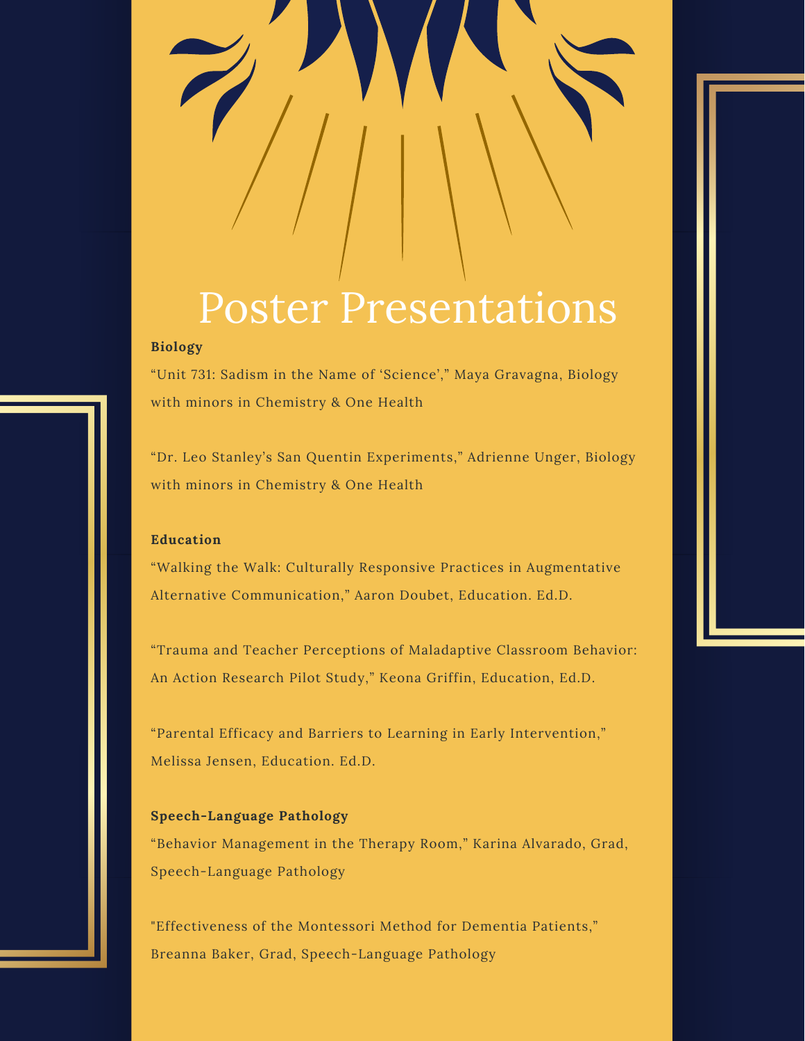# Poster Presentations

**Biology**

“Unit 731: Sadism in the Name of ‘Science’,” Maya Gravagna, Biology with minors in Chemistry & One Health

“Dr. Leo Stanley’s San Quentin Experiments,” Adrienne Unger, Biology with minors in Chemistry & One Health

**Education**

“Walking the Walk: Culturally Responsive Practices in Augmentative Alternative Communication,” Aaron Doubet, Education. Ed.D.

“Trauma and Teacher Perceptions of Maladaptive Classroom Behavior: An Action Research Pilot Study,” Keona Griffin, Education, Ed.D.

“Parental Efficacy and Barriers to Learning in Early Intervention,” Melissa Jensen, Education. Ed.D.

**Speech-Language Pathology**

“Behavior Management in the Therapy Room,” Karina Alvarado, Grad, Speech-Language Pathology

"Effectiveness of the Montessori Method for Dementia Patients," Breanna Baker, Grad, Speech-Language Pathology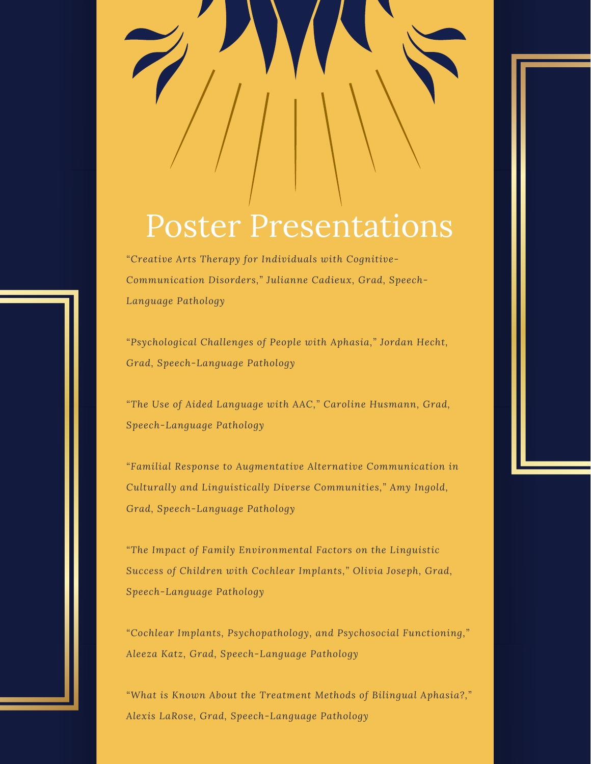# Poster Presentations

*“Creative Arts Therapy for Individuals with Cognitive-Communication Disorders,” Julianne Cadieux, Grad, Speech-Language Pathology*

*“Psychological Challenges of People with Aphasia,” Jordan Hecht, Grad, Speech-Language Pathology*

*“The Use of Aided Language with AAC,” Caroline Husmann, Grad, Speech-Language Pathology*

*“Familial Response to Augmentative Alternative Communication in Culturally and Linguistically Diverse Communities,” Amy Ingold, Grad, Speech-Language Pathology*

*“The Impact of Family Environmental Factors on the Linguistic Success of Children with Cochlear Implants,” Olivia Joseph, Grad, Speech-Language Pathology*

*“Cochlear Implants, Psychopathology, and Psychosocial Functioning,” Aleeza Katz, Grad, Speech-Language Pathology*

*“What is Known About the Treatment Methods of Bilingual Aphasia?,” Alexis LaRose, Grad, Speech-Language Pathology*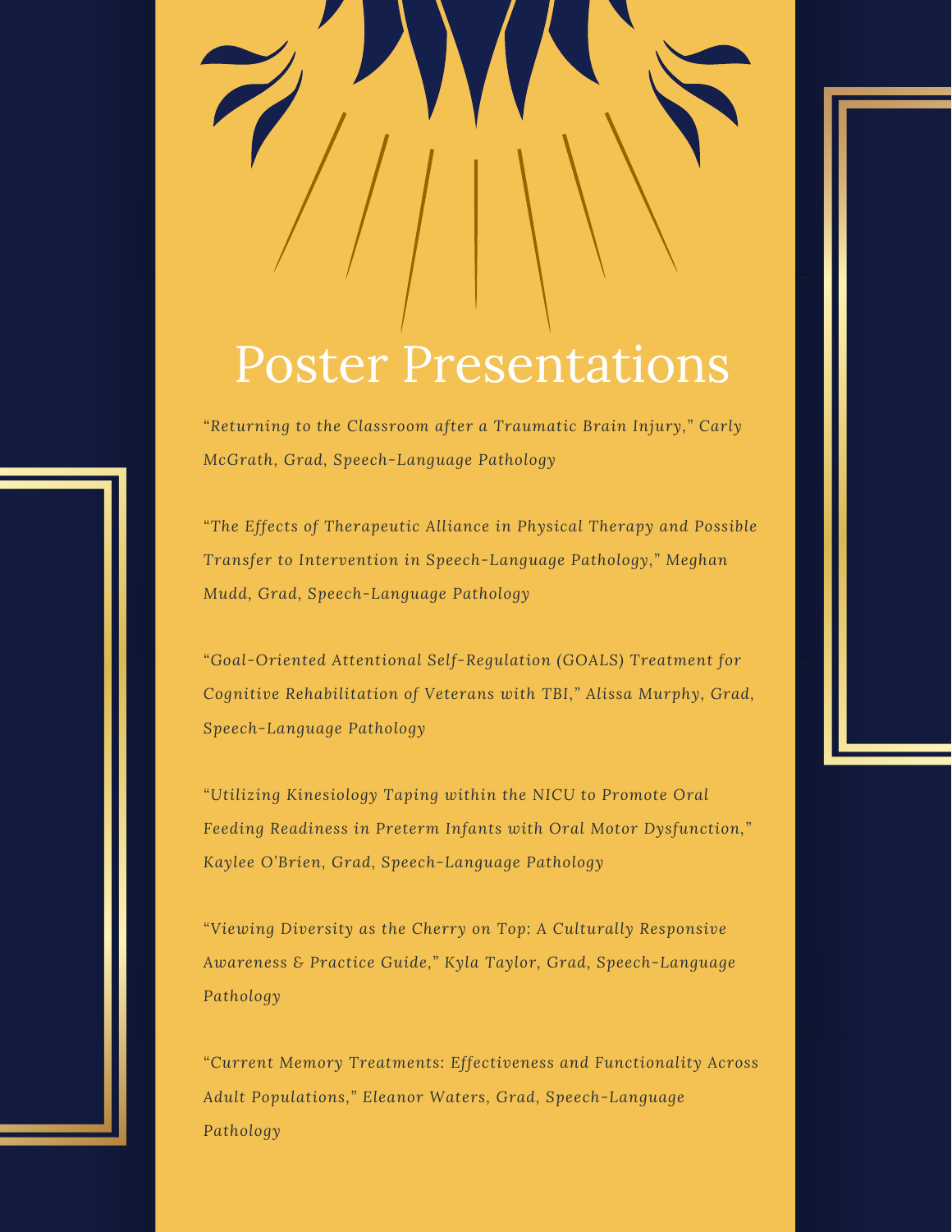# Poster Presentations

*"Returning to the Classroom after a Traumatic Brain Injury," Carly McGrath, Grad, Speech-Language Pathology*

*"The Effects of Therapeutic Alliance in Physical Therapy and Possible Transfer to Intervention in Speech-Language Pathology," Meghan Mudd, Grad, Speech-Language Pathology*

*"Goal-Oriented Attentional Self-Regulation (GOALS) Treatment for Cognitive Rehabilitation of Veterans with TBI," Alissa Murphy, Grad, Speech-Language Pathology*

*"Utilizing Kinesiology Taping within the NICU to Promote Oral Feeding Readiness in Preterm Infants with Oral Motor Dysfunction," Kaylee O'Brien, Grad, Speech-Language Pathology*

*"Viewing Diversity as the Cherry on Top: A Culturally Responsive Awareness & Practice Guide," Kyla Taylor, Grad, Speech-Language Pathology*

*"Current Memory Treatments: Effectiveness and Functionality Across Adult Populations," Eleanor Waters, Grad, Speech-Language Pathology*